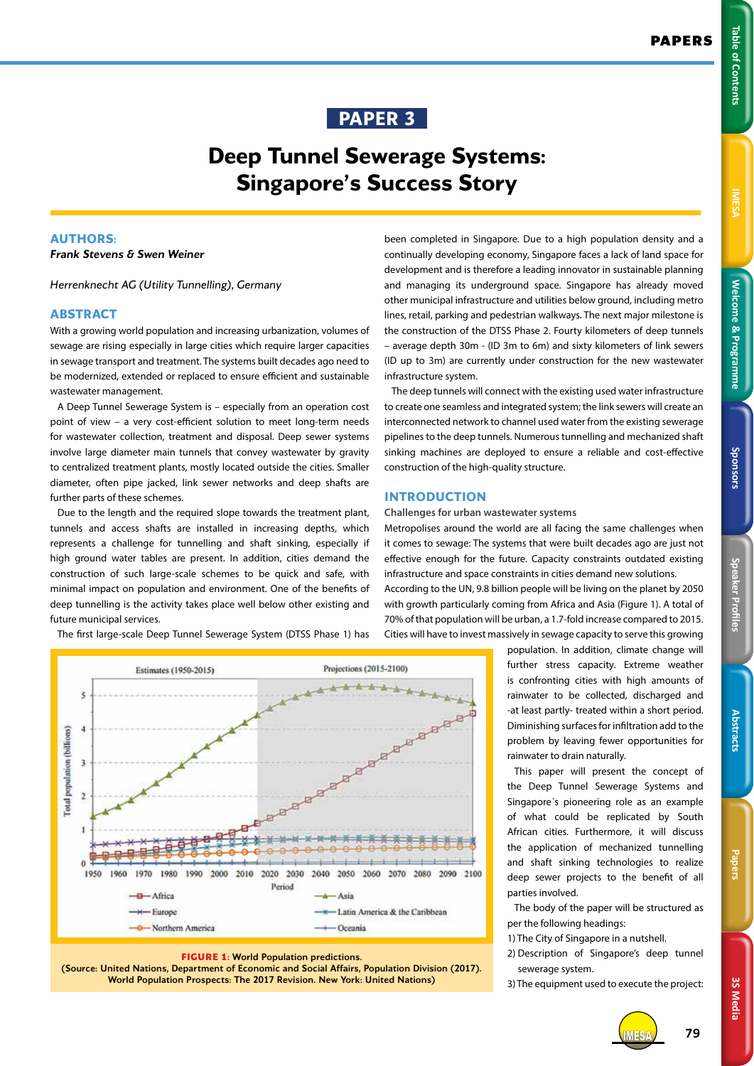# PAPER 3

# Deep Tunnel Sewerage Systems: Singapore's Success Story

## AUTHORS:

***Frank Stevens & Swen Weiner***

*Herrenknecht AG (Utility Tunnelling), Germany*

## ABSTRACT

With a growing world population and increasing urbanization, volumes of sewage are rising especially in large cities which require larger capacities in sewage transport and treatment. The systems built decades ago need to be modernized, extended or replaced to ensure efficient and sustainable wastewater management.

A Deep Tunnel Sewerage System is – especially from an operation cost point of view – a very cost-efficient solution to meet long-term needs for wastewater collection, treatment and disposal. Deep sewer systems involve large diameter main tunnels that convey wastewater by gravity to centralized treatment plants, mostly located outside the cities. Smaller diameter, often pipe jacked, link sewer networks and deep shafts are further parts of these schemes.

Due to the length and the required slope towards the treatment plant, tunnels and access shafts are installed in increasing depths, which represents a challenge for tunnelling and shaft sinking, especially if high ground water tables are present. In addition, cities demand the construction of such large-scale schemes to be quick and safe, with minimal impact on population and environment. One of the benefits of deep tunnelling is the activity takes place well below other existing and future municipal services.

The first large-scale Deep Tunnel Sewerage System (DTSS Phase 1) has been completed in Singapore. Due to a high population density and a continually developing economy, Singapore faces a lack of land space for development and is therefore a leading innovator in sustainable planning and managing its underground space. Singapore has already moved other municipal infrastructure and utilities below ground, including metro lines, retail, parking and pedestrian walkways. The next major milestone is the construction of the DTSS Phase 2. Fourty kilometers of deep tunnels – average depth 30m - (ID 3m to 6m) and sixty kilometers of link sewers (ID up to 3m) are currently under construction for the new wastewater infrastructure system.

The deep tunnels will connect with the existing used water infrastructure to create one seamless and integrated system; the link sewers will create an interconnected network to channel used water from the existing sewerage pipelines to the deep tunnels. Numerous tunnelling and mechanized shaft sinking machines are deployed to ensure a reliable and cost-effective construction of the high-quality structure.

## INTRODUCTION

### Challenges for urban wastewater systems

Metropolises around the world are all facing the same challenges when it comes to sewage: The systems that were built decades ago are just not effective enough for the future. Capacity constraints outdated existing infrastructure and space constraints in cities demand new solutions.

According to the UN, 9.8 billion people will be living on the planet by 2050 with growth particularly coming from Africa and Asia (Figure 1). A total of 70% of that population will be urban, a 1.7-fold increase compared to 2015. Cities will have to invest massively in sewage capacity to serve this growing population. In addition, climate change will further stress capacity. Extreme weather is confronting cities with high amounts of rainwater to be collected, discharged and -at least partly- treated within a short period. Diminishing surfaces for infiltration add to the problem by leaving fewer opportunities for rainwater to drain naturally.

**FIGURE 1: World Population predictions. (Source: United Nations, Department of Economic and Social Affairs, Population Division (2017). World Population Prospects: The 2017 Revision. New York: United Nations)**

This paper will present the concept of the Deep Tunnel Sewerage Systems and Singapore´s pioneering role as an example of what could be replicated by South African cities. Furthermore, it will discuss the application of mechanized tunnelling and shaft sinking technologies to realize deep sewer projects to the benefit of all parties involved.

The body of the paper will be structured as per the following headings:

1) The City of Singapore in a nutshell.
2) Description of Singapore's deep tunnel sewerage system.
3) The equipment used to execute the project: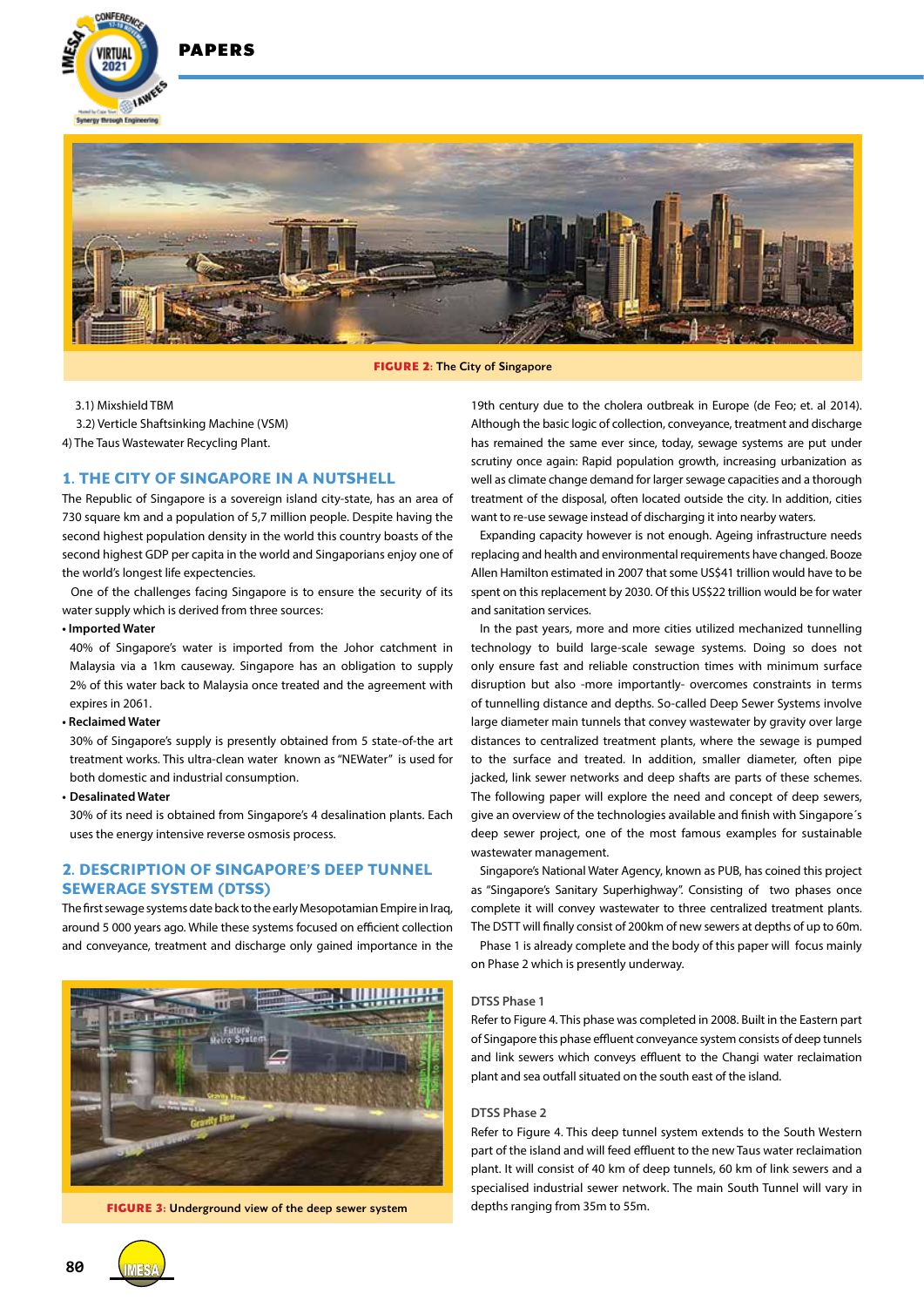FIGURE 2: The City of Singapore

3.1) Mixshield TBM

3.2) Verticle Shaftsinking Machine (VSM)

4) The Taus Wastewater Recycling Plant.

## 1. THE CITY OF SINGAPORE IN A NUTSHELL

The Republic of Singapore is a sovereign island city-state, has an area of 730 square km and a population of 5,7 million people. Despite having the second highest population density in the world this country boasts of the second highest GDP per capita in the world and Singaporians enjoy one of the world's longest life expectencies.

One of the challenges facing Singapore is to ensure the security of its water supply which is derived from three sources:

- **Imported Water**

  40% of Singapore's water is imported from the Johor catchment in Malaysia via a 1km causeway. Singapore has an obligation to supply 2% of this water back to Malaysia once treated and the agreement with expires in 2061.

- **Reclaimed Water**

  30% of Singapore's supply is presently obtained from 5 state-of-the art treatment works. This ultra-clean water known as "NEWater" is used for both domestic and industrial consumption.

- **Desalinated Water**

  30% of its need is obtained from Singapore's 4 desalination plants. Each uses the energy intensive reverse osmosis process.

## 2. DESCRIPTION OF SINGAPORE'S DEEP TUNNEL SEWERAGE SYSTEM (DTSS)

The first sewage systems date back to the early Mesopotamian Empire in Iraq, around 5 000 years ago. While these systems focused on efficient collection and conveyance, treatment and discharge only gained importance in the 19th century due to the cholera outbreak in Europe (de Feo; et. al 2014). Although the basic logic of collection, conveyance, treatment and discharge has remained the same ever since, today, sewage systems are put under scrutiny once again: Rapid population growth, increasing urbanization as well as climate change demand for larger sewage capacities and a thorough treatment of the disposal, often located outside the city. In addition, cities want to re-use sewage instead of discharging it into nearby waters.

Expanding capacity however is not enough. Ageing infrastructure needs replacing and health and environmental requirements have changed. Booze Allen Hamilton estimated in 2007 that some US$41 trillion would have to be spent on this replacement by 2030. Of this US$22 trillion would be for water and sanitation services.

In the past years, more and more cities utilized mechanized tunnelling technology to build large-scale sewage systems. Doing so does not only ensure fast and reliable construction times with minimum surface disruption but also -more importantly- overcomes constraints in terms of tunnelling distance and depths. So-called Deep Sewer Systems involve large diameter main tunnels that convey wastewater by gravity over large distances to centralized treatment plants, where the sewage is pumped to the surface and treated. In addition, smaller diameter, often pipe jacked, link sewer networks and deep shafts are parts of these schemes. The following paper will explore the need and concept of deep sewers, give an overview of the technologies available and finish with Singapore´s deep sewer project, one of the most famous examples for sustainable wastewater management.

Singapore's National Water Agency, known as PUB, has coined this project as "Singapore's Sanitary Superhighway". Consisting of two phases once complete it will convey wastewater to three centralized treatment plants. The DSTT will finally consist of 200km of new sewers at depths of up to 60m.

Phase 1 is already complete and the body of this paper will focus mainly on Phase 2 which is presently underway.

FIGURE 3: Underground view of the deep sewer system

### DTSS Phase 1

Refer to Figure 4. This phase was completed in 2008. Built in the Eastern part of Singapore this phase effluent conveyance system consists of deep tunnels and link sewers which conveys effluent to the Changi water reclamation plant and sea outfall situated on the south east of the island.

### DTSS Phase 2

Refer to Figure 4. This deep tunnel system extends to the South Western part of the island and will feed effluent to the new Taus water reclamation plant. It will consist of 40 km of deep tunnels, 60 km of link sewers and a specialised industrial sewer network. The main South Tunnel will vary in depths ranging from 35m to 55m.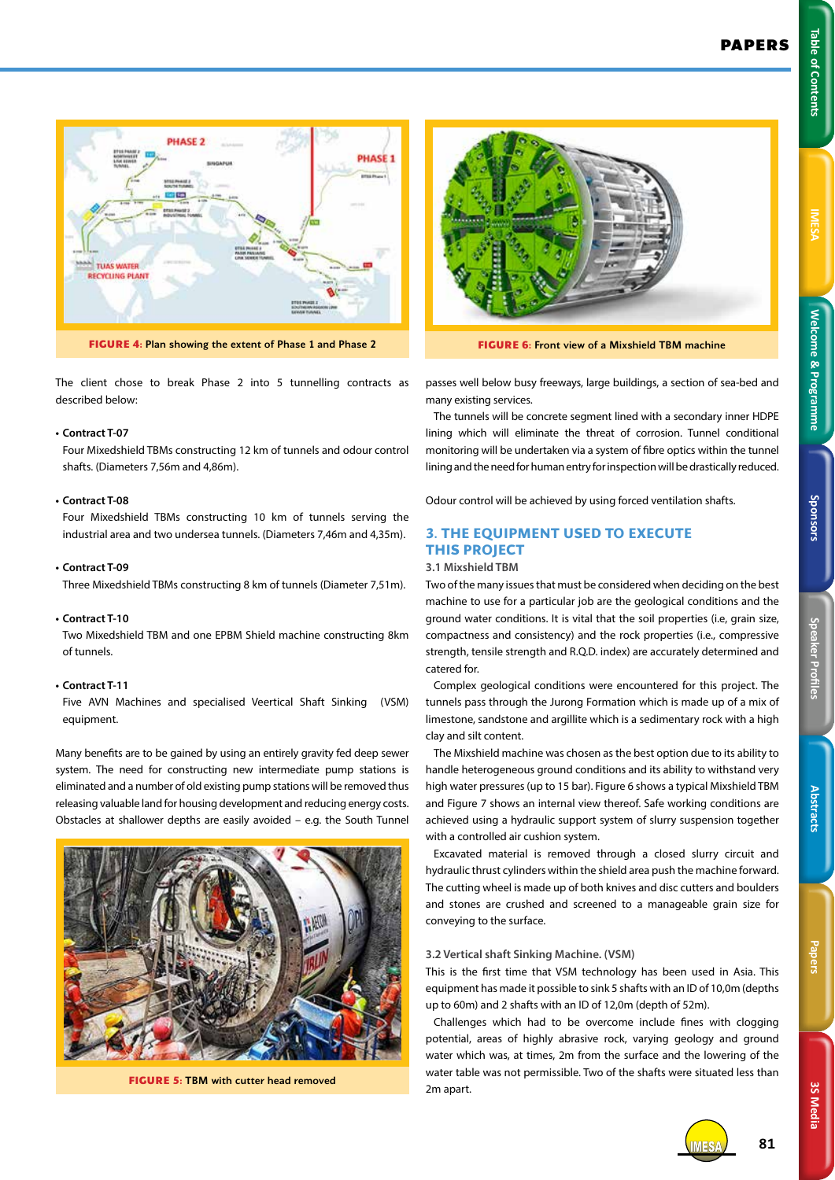**FIGURE 4:** Plan showing the extent of Phase 1 and Phase 2

The client chose to break Phase 2 into 5 tunnelling contracts as described below:

- **Contract T-07**
  Four Mixedshield TBMs constructing 12 km of tunnels and odour control shafts. (Diameters 7,56m and 4,86m).

- **Contract T-08**
  Four Mixedshield TBMs constructing 10 km of tunnels serving the industrial area and two undersea tunnels. (Diameters 7,46m and 4,35m).

- **Contract T-09**
  Three Mixedshield TBMs constructing 8 km of tunnels (Diameter 7,51m).

- **Contract T-10**
  Two Mixedshield TBM and one EPBM Shield machine constructing 8km of tunnels.

- **Contract T-11**
  Five AVN Machines and specialised Veertical Shaft Sinking (VSM) equipment.

Many benefits are to be gained by using an entirely gravity fed deep sewer system. The need for constructing new intermediate pump stations is eliminated and a number of old existing pump stations will be removed thus releasing valuable land for housing development and reducing energy costs. Obstacles at shallower depths are easily avoided – e.g. the South Tunnel passes well below busy freeways, large buildings, a section of sea-bed and many existing services.

**FIGURE 5:** TBM with cutter head removed

**FIGURE 6:** Front view of a Mixshield TBM machine

The tunnels will be concrete segment lined with a secondary inner HDPE lining which will eliminate the threat of corrosion. Tunnel conditional monitoring will be undertaken via a system of fibre optics within the tunnel lining and the need for human entry for inspection will be drastically reduced.

Odour control will be achieved by using forced ventilation shafts.

## 3. THE EQUIPMENT USED TO EXECUTE THIS PROJECT

### 3.1 Mixshield TBM

Two of the many issues that must be considered when deciding on the best machine to use for a particular job are the geological conditions and the ground water conditions. It is vital that the soil properties (i.e, grain size, compactness and consistency) and the rock properties (i.e., compressive strength, tensile strength and R.Q.D. index) are accurately determined and catered for.

Complex geological conditions were encountered for this project. The tunnels pass through the Jurong Formation which is made up of a mix of limestone, sandstone and argillite which is a sedimentary rock with a high clay and silt content.

The Mixshield machine was chosen as the best option due to its ability to handle heterogeneous ground conditions and its ability to withstand very high water pressures (up to 15 bar). Figure 6 shows a typical Mixshield TBM and Figure 7 shows an internal view thereof. Safe working conditions are achieved using a hydraulic support system of slurry suspension together with a controlled air cushion system.

Excavated material is removed through a closed slurry circuit and hydraulic thrust cylinders within the shield area push the machine forward. The cutting wheel is made up of both knives and disc cutters and boulders and stones are crushed and screened to a manageable grain size for conveying to the surface.

### 3.2 Vertical shaft Sinking Machine. (VSM)

This is the first time that VSM technology has been used in Asia. This equipment has made it possible to sink 5 shafts with an ID of 10,0m (depths up to 60m) and 2 shafts with an ID of 12,0m (depth of 52m).

Challenges which had to be overcome include fines with clogging potential, areas of highly abrasive rock, varying geology and ground water which was, at times, 2m from the surface and the lowering of the water table was not permissible. Two of the shafts were situated less than 2m apart.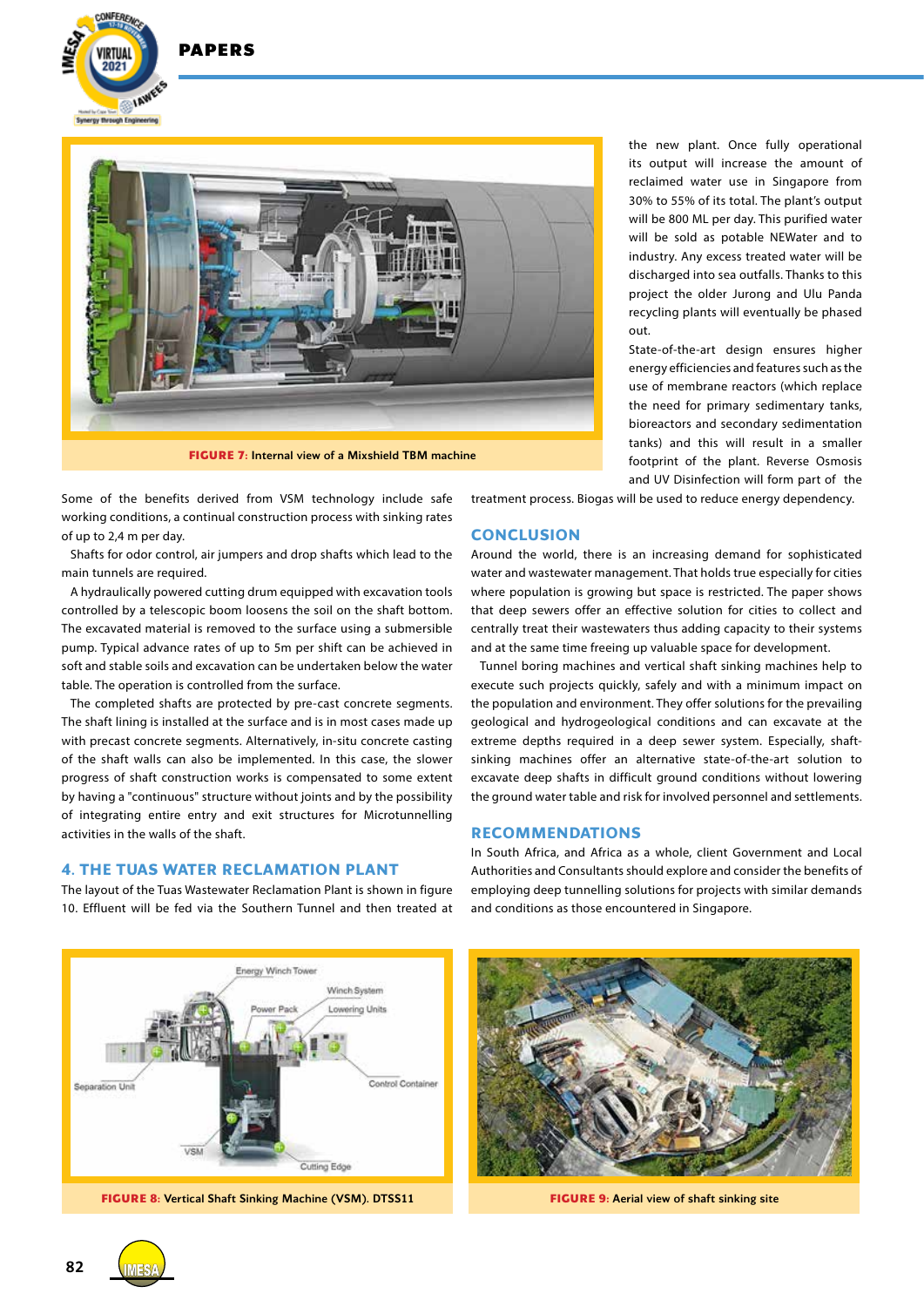FIGURE 7: Internal view of a Mixshield TBM machine

the new plant. Once fully operational its output will increase the amount of reclaimed water use in Singapore from 30% to 55% of its total. The plant's output will be 800 ML per day. This purified water will be sold as potable NEWater and to industry. Any excess treated water will be discharged into sea outfalls. Thanks to this project the older Jurong and Ulu Panda recycling plants will eventually be phased out.

State-of-the-art design ensures higher energy efficiencies and features such as the use of membrane reactors (which replace the need for primary sedimentary tanks, bioreactors and secondary sedimentation tanks) and this will result in a smaller footprint of the plant. Reverse Osmosis and UV Disinfection will form part of the treatment process. Biogas will be used to reduce energy dependency.

Some of the benefits derived from VSM technology include safe working conditions, a continual construction process with sinking rates of up to 2,4 m per day.

Shafts for odor control, air jumpers and drop shafts which lead to the main tunnels are required.

A hydraulically powered cutting drum equipped with excavation tools controlled by a telescopic boom loosens the soil on the shaft bottom. The excavated material is removed to the surface using a submersible pump. Typical advance rates of up to 5m per shift can be achieved in soft and stable soils and excavation can be undertaken below the water table. The operation is controlled from the surface.

The completed shafts are protected by pre-cast concrete segments. The shaft lining is installed at the surface and is in most cases made up with precast concrete segments. Alternatively, in-situ concrete casting of the shaft walls can also be implemented. In this case, the slower progress of shaft construction works is compensated to some extent by having a "continuous" structure without joints and by the possibility of integrating entire entry and exit structures for Microtunnelling activities in the walls of the shaft.

## 4. THE TUAS WATER RECLAMATION PLANT

The layout of the Tuas Wastewater Reclamation Plant is shown in figure 10. Effluent will be fed via the Southern Tunnel and then treated at the new plant.

## CONCLUSION

Around the world, there is an increasing demand for sophisticated water and wastewater management. That holds true especially for cities where population is growing but space is restricted. The paper shows that deep sewers offer an effective solution for cities to collect and centrally treat their wastewaters thus adding capacity to their systems and at the same time freeing up valuable space for development.

Tunnel boring machines and vertical shaft sinking machines help to execute such projects quickly, safely and with a minimum impact on the population and environment. They offer solutions for the prevailing geological and hydrogeological conditions and can excavate at the extreme depths required in a deep sewer system. Especially, shaft-sinking machines offer an alternative state-of-the-art solution to excavate deep shafts in difficult ground conditions without lowering the ground water table and risk for involved personnel and settlements.

## RECOMMENDATIONS

In South Africa, and Africa as a whole, client Government and Local Authorities and Consultants should explore and consider the benefits of employing deep tunnelling solutions for projects with similar demands and conditions as those encountered in Singapore.

FIGURE 8: Vertical Shaft Sinking Machine (VSM). DTSS11

FIGURE 9: Aerial view of shaft sinking site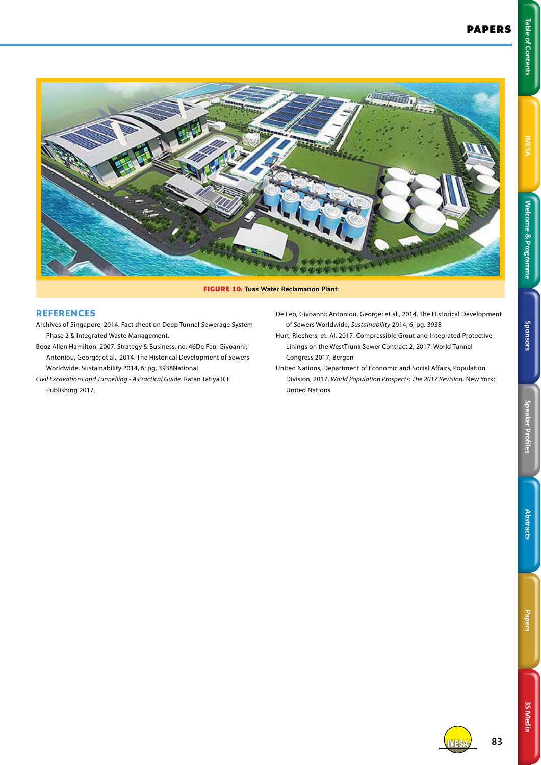FIGURE 10: Tuas Water Reclamation Plant

## REFERENCES

Archives of Singapore, 2014. Fact sheet on Deep Tunnel Sewerage System Phase 2 & Integrated Waste Management.

Booz Allen Hamilton, 2007. Strategy & Business, no. 46De Feo, Givoanni; Antoniou, George; et al., 2014. The Historical Development of Sewers Worldwide, Sustainability 2014, 6; pg. 3938National

*Civil Excavations and Tunnelling - A Practical Guide*. Ratan Tatiya ICE Publishing 2017.

De Feo, Givoanni; Antoniou, George; et al., 2014. The Historical Development of Sewers Worldwide, *Sustainability* 2014, 6; pg. 3938

Hurt; Riechers; et. Al, 2017. Compressible Grout and Integrated Protective Linings on the WestTrunk Sewer Contract 2, 2017. World Tunnel Congress 2017, Bergen

United Nations, Department of Economic and Social Affairs, Population Division, 2017. *World Population Prospects: The 2017 Revision*. New York: United Nations